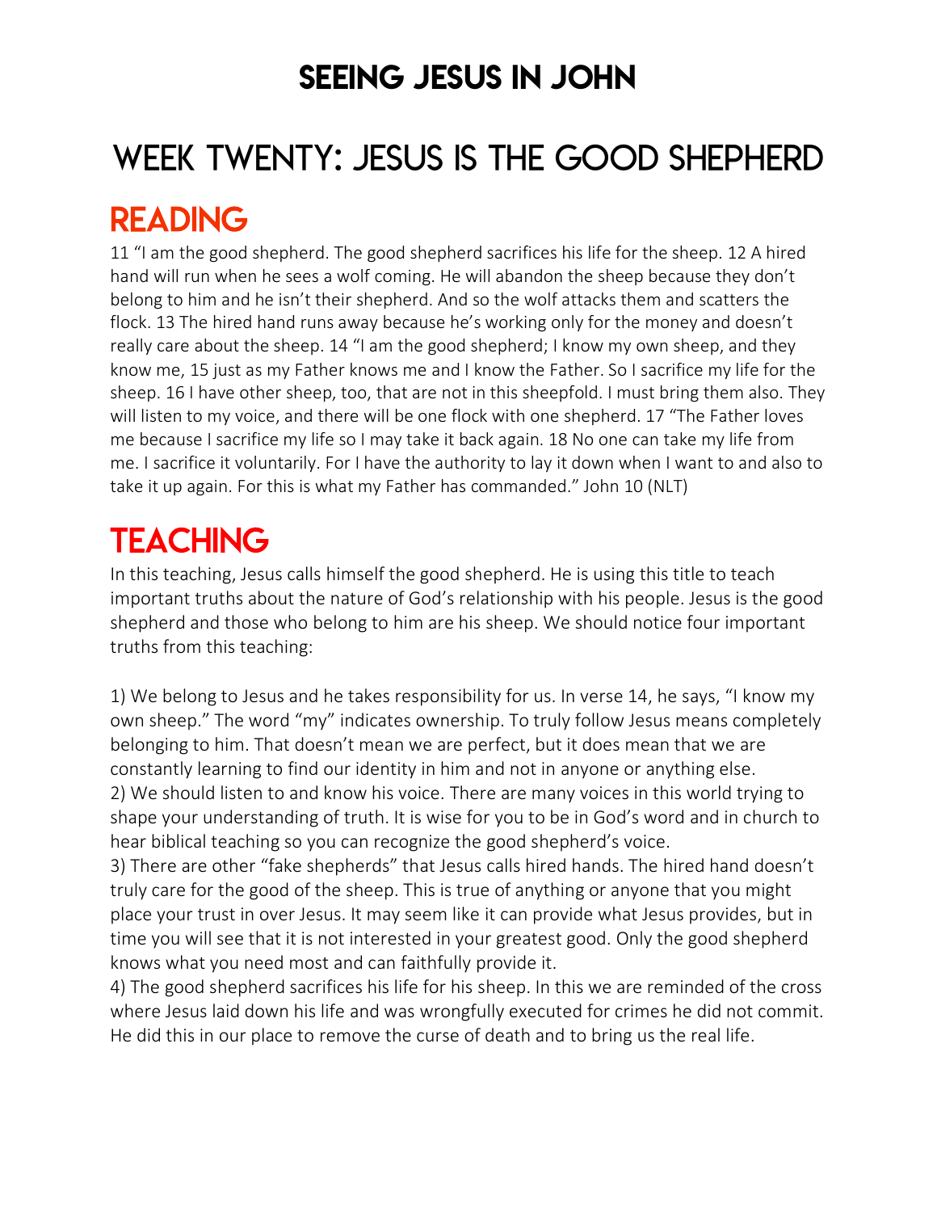# SEEING JESUS IN JOHN

# WEEK TWENTY: JESUS IS THE GOOD SHEPHERD

## READING

11 "I am the good shepherd. The good shepherd sacrifices his life for the sheep. 12 A hired hand will run when he sees a wolf coming. He will abandon the sheep because they don't belong to him and he isn't their shepherd. And so the wolf attacks them and scatters the flock. 13 The hired hand runs away because he's working only for the money and doesn't really care about the sheep. 14 "I am the good shepherd; I know my own sheep, and they know me, 15 just as my Father knows me and I know the Father. So I sacrifice my life for the sheep. 16 I have other sheep, too, that are not in this sheepfold. I must bring them also. They will listen to my voice, and there will be one flock with one shepherd. 17 "The Father loves me because I sacrifice my life so I may take it back again. 18 No one can take my life from me. I sacrifice it voluntarily. For I have the authority to lay it down when I want to and also to take it up again. For this is what my Father has commanded." John 10 (NLT)

## TEACHING

In this teaching, Jesus calls himself the good shepherd. He is using this title to teach important truths about the nature of God's relationship with his people. Jesus is the good shepherd and those who belong to him are his sheep. We should notice four important truths from this teaching:

1) We belong to Jesus and he takes responsibility for us. In verse 14, he says, "I know my own sheep." The word "my" indicates ownership. To truly follow Jesus means completely belonging to him. That doesn't mean we are perfect, but it does mean that we are constantly learning to find our identity in him and not in anyone or anything else.
2) We should listen to and know his voice. There are many voices in this world trying to shape your understanding of truth. It is wise for you to be in God's word and in church to hear biblical teaching so you can recognize the good shepherd's voice.
3) There are other "fake shepherds" that Jesus calls hired hands. The hired hand doesn't truly care for the good of the sheep. This is true of anything or anyone that you might place your trust in over Jesus. It may seem like it can provide what Jesus provides, but in time you will see that it is not interested in your greatest good. Only the good shepherd knows what you need most and can faithfully provide it.
4) The good shepherd sacrifices his life for his sheep. In this we are reminded of the cross where Jesus laid down his life and was wrongfully executed for crimes he did not commit. He did this in our place to remove the curse of death and to bring us the real life.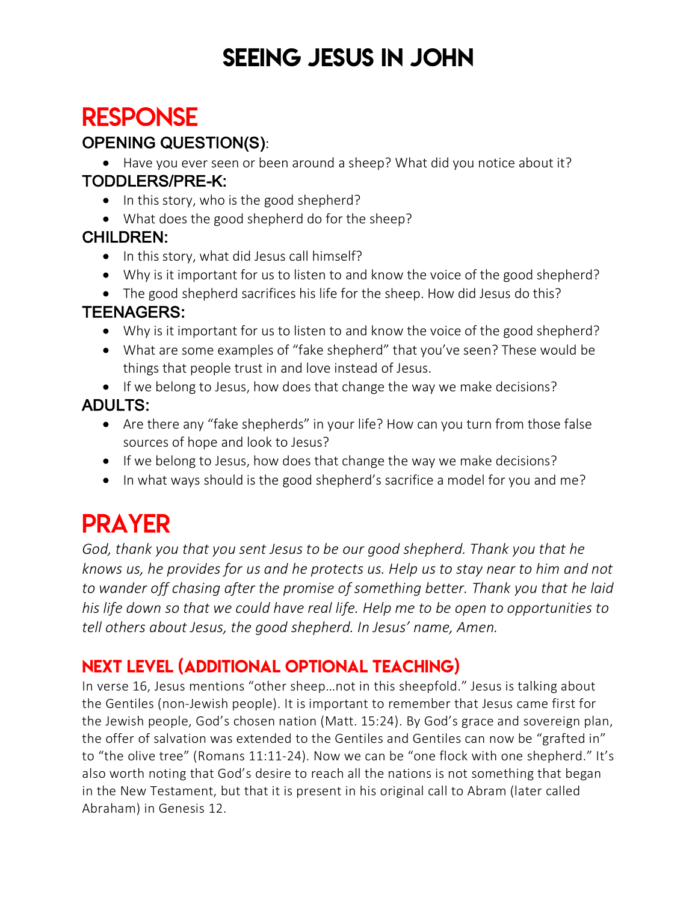# SEEING JESUS IN JOHN

## RESPONSE

### OPENING QUESTION(S):

- Have you ever seen or been around a sheep? What did you notice about it?

### TODDLERS/PRE-K:

- In this story, who is the good shepherd?
- What does the good shepherd do for the sheep?

### CHILDREN:

- In this story, what did Jesus call himself?
- Why is it important for us to listen to and know the voice of the good shepherd?
- The good shepherd sacrifices his life for the sheep. How did Jesus do this?

### TEENAGERS:

- Why is it important for us to listen to and know the voice of the good shepherd?
- What are some examples of "fake shepherd" that you've seen? These would be things that people trust in and love instead of Jesus.
- If we belong to Jesus, how does that change the way we make decisions?

### ADULTS:

- Are there any "fake shepherds" in your life? How can you turn from those false sources of hope and look to Jesus?
- If we belong to Jesus, how does that change the way we make decisions?
- In what ways should is the good shepherd's sacrifice a model for you and me?

## PRAYER

*God, thank you that you sent Jesus to be our good shepherd. Thank you that he knows us, he provides for us and he protects us. Help us to stay near to him and not to wander off chasing after the promise of something better. Thank you that he laid his life down so that we could have real life. Help me to be open to opportunities to tell others about Jesus, the good shepherd. In Jesus' name, Amen.*

### NEXT LEVEL (ADDITIONAL OPTIONAL TEACHING)

In verse 16, Jesus mentions "other sheep…not in this sheepfold." Jesus is talking about the Gentiles (non-Jewish people). It is important to remember that Jesus came first for the Jewish people, God's chosen nation (Matt. 15:24). By God's grace and sovereign plan, the offer of salvation was extended to the Gentiles and Gentiles can now be "grafted in" to "the olive tree" (Romans 11:11-24). Now we can be "one flock with one shepherd." It's also worth noting that God's desire to reach all the nations is not something that began in the New Testament, but that it is present in his original call to Abram (later called Abraham) in Genesis 12.